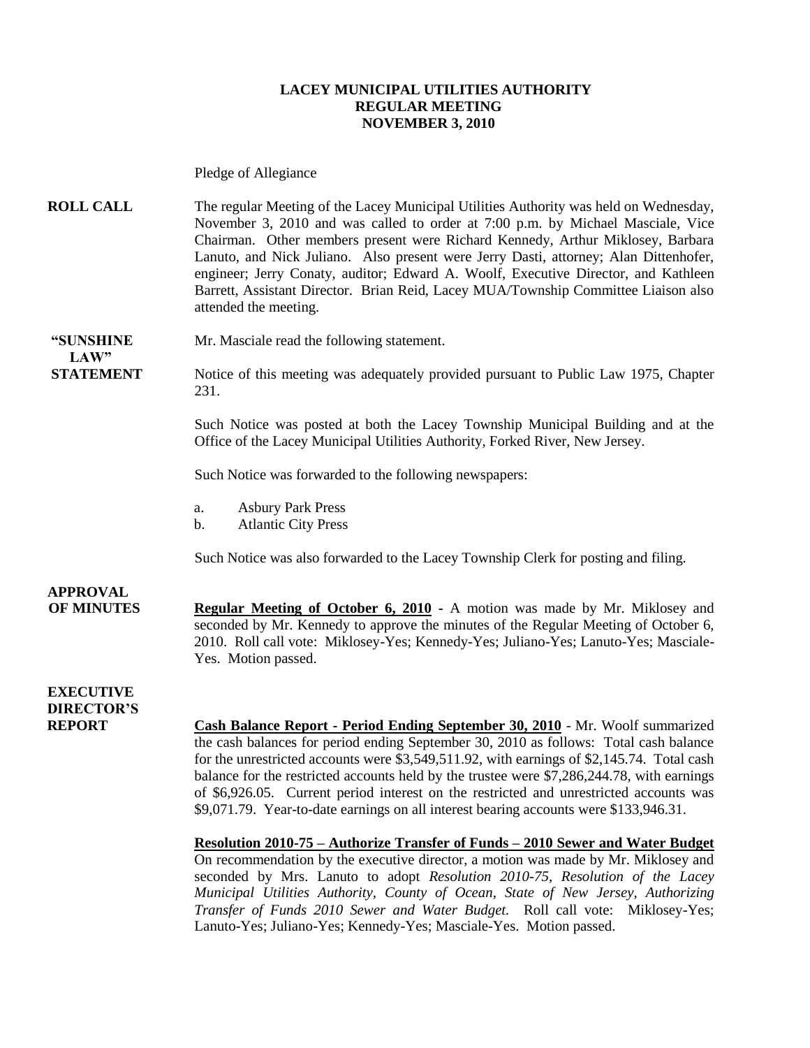# LACEY MUNICIPAL UTILITIES AUTHORITY
## REGULAR MEETING
## NOVEMBER 3, 2010

Pledge of Allegiance

**ROLL CALL**

The regular Meeting of the Lacey Municipal Utilities Authority was held on Wednesday, November 3, 2010 and was called to order at 7:00 p.m. by Michael Masciale, Vice Chairman. Other members present were Richard Kennedy, Arthur Miklosey, Barbara Lanuto, and Nick Juliano. Also present were Jerry Dasti, attorney; Alan Dittenhofer, engineer; Jerry Conaty, auditor; Edward A. Woolf, Executive Director, and Kathleen Barrett, Assistant Director. Brian Reid, Lacey MUA/Township Committee Liaison also attended the meeting.

**"SUNSHINE LAW" STATEMENT**

Mr. Masciale read the following statement.

Notice of this meeting was adequately provided pursuant to Public Law 1975, Chapter 231.

Such Notice was posted at both the Lacey Township Municipal Building and at the Office of the Lacey Municipal Utilities Authority, Forked River, New Jersey.

Such Notice was forwarded to the following newspapers:

a. Asbury Park Press
b. Atlantic City Press

Such Notice was also forwarded to the Lacey Township Clerk for posting and filing.

**APPROVAL OF MINUTES**

**Regular Meeting of October 6, 2010** - A motion was made by Mr. Miklosey and seconded by Mr. Kennedy to approve the minutes of the Regular Meeting of October 6, 2010. Roll call vote: Miklosey-Yes; Kennedy-Yes; Juliano-Yes; Lanuto-Yes; Masciale-Yes. Motion passed.

**EXECUTIVE DIRECTOR'S REPORT**

**Cash Balance Report - Period Ending September 30, 2010** - Mr. Woolf summarized the cash balances for period ending September 30, 2010 as follows: Total cash balance for the unrestricted accounts were $3,549,511.92, with earnings of $2,145.74. Total cash balance for the restricted accounts held by the trustee were $7,286,244.78, with earnings of $6,926.05. Current period interest on the restricted and unrestricted accounts was $9,071.79. Year-to-date earnings on all interest bearing accounts were $133,946.31.

**Resolution 2010-75 – Authorize Transfer of Funds – 2010 Sewer and Water Budget**
On recommendation by the executive director, a motion was made by Mr. Miklosey and seconded by Mrs. Lanuto to adopt *Resolution 2010-75, Resolution of the Lacey Municipal Utilities Authority, County of Ocean, State of New Jersey, Authorizing Transfer of Funds 2010 Sewer and Water Budget.* Roll call vote: Miklosey-Yes; Lanuto-Yes; Juliano-Yes; Kennedy-Yes; Masciale-Yes. Motion passed.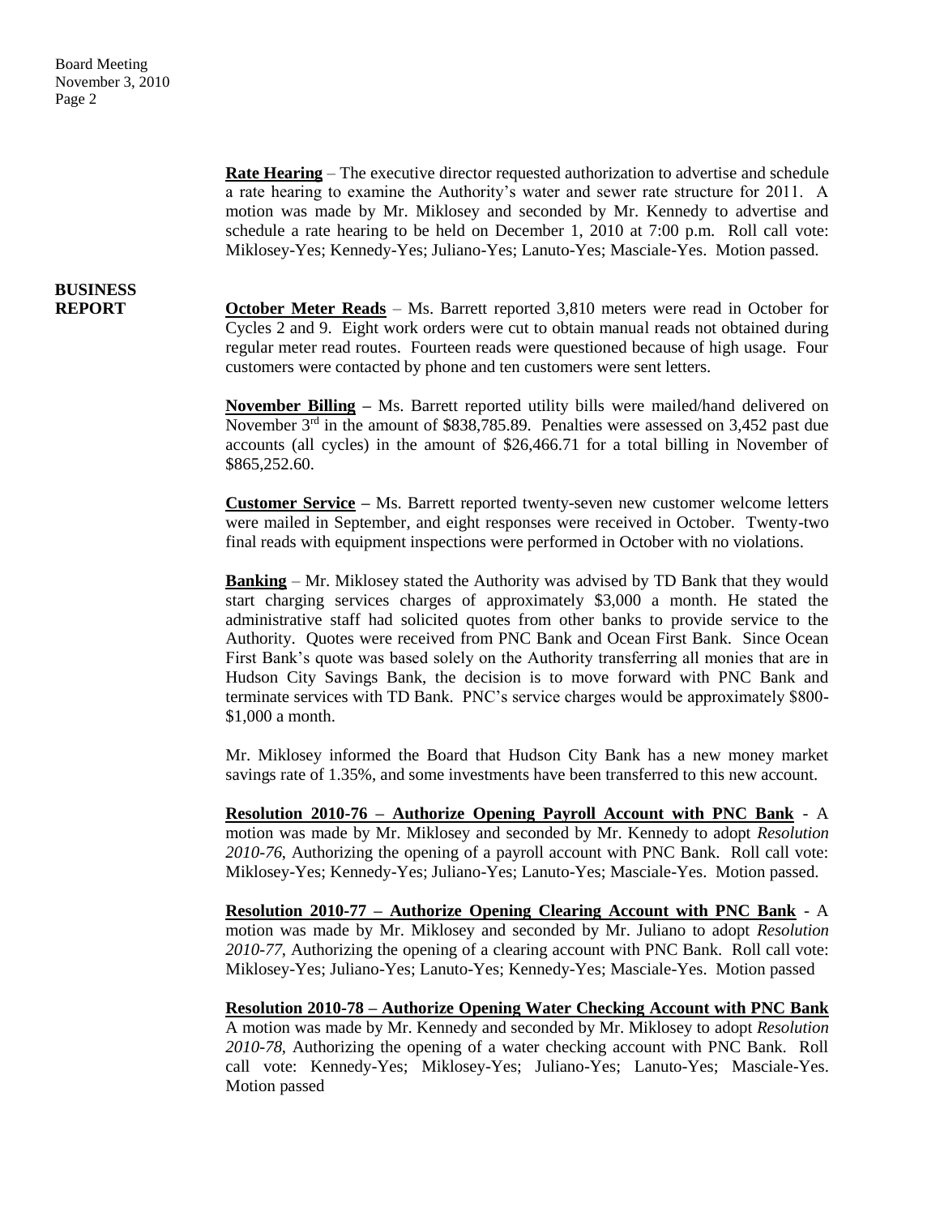**Rate Hearing** – The executive director requested authorization to advertise and schedule a rate hearing to examine the Authority's water and sewer rate structure for 2011. A motion was made by Mr. Miklosey and seconded by Mr. Kennedy to advertise and schedule a rate hearing to be held on December 1, 2010 at 7:00 p.m. Roll call vote: Miklosey-Yes; Kennedy-Yes; Juliano-Yes; Lanuto-Yes; Masciale-Yes. Motion passed.

## BUSINESS REPORT

**October Meter Reads** – Ms. Barrett reported 3,810 meters were read in October for Cycles 2 and 9. Eight work orders were cut to obtain manual reads not obtained during regular meter read routes. Fourteen reads were questioned because of high usage. Four customers were contacted by phone and ten customers were sent letters.

**November Billing –** Ms. Barrett reported utility bills were mailed/hand delivered on November 3rd in the amount of $838,785.89. Penalties were assessed on 3,452 past due accounts (all cycles) in the amount of $26,466.71 for a total billing in November of $865,252.60.

**Customer Service –** Ms. Barrett reported twenty-seven new customer welcome letters were mailed in September, and eight responses were received in October. Twenty-two final reads with equipment inspections were performed in October with no violations.

**Banking** – Mr. Miklosey stated the Authority was advised by TD Bank that they would start charging services charges of approximately $3,000 a month. He stated the administrative staff had solicited quotes from other banks to provide service to the Authority. Quotes were received from PNC Bank and Ocean First Bank. Since Ocean First Bank's quote was based solely on the Authority transferring all monies that are in Hudson City Savings Bank, the decision is to move forward with PNC Bank and terminate services with TD Bank. PNC's service charges would be approximately $800-$1,000 a month.

Mr. Miklosey informed the Board that Hudson City Bank has a new money market savings rate of 1.35%, and some investments have been transferred to this new account.

**Resolution 2010-76 – Authorize Opening Payroll Account with PNC Bank** - A motion was made by Mr. Miklosey and seconded by Mr. Kennedy to adopt *Resolution 2010-76*, Authorizing the opening of a payroll account with PNC Bank. Roll call vote: Miklosey-Yes; Kennedy-Yes; Juliano-Yes; Lanuto-Yes; Masciale-Yes. Motion passed.

**Resolution 2010-77 – Authorize Opening Clearing Account with PNC Bank** - A motion was made by Mr. Miklosey and seconded by Mr. Juliano to adopt *Resolution 2010-77*, Authorizing the opening of a clearing account with PNC Bank. Roll call vote: Miklosey-Yes; Juliano-Yes; Lanuto-Yes; Kennedy-Yes; Masciale-Yes. Motion passed

**Resolution 2010-78 – Authorize Opening Water Checking Account with PNC Bank** A motion was made by Mr. Kennedy and seconded by Mr. Miklosey to adopt *Resolution 2010-78*, Authorizing the opening of a water checking account with PNC Bank. Roll call vote: Kennedy-Yes; Miklosey-Yes; Juliano-Yes; Lanuto-Yes; Masciale-Yes. Motion passed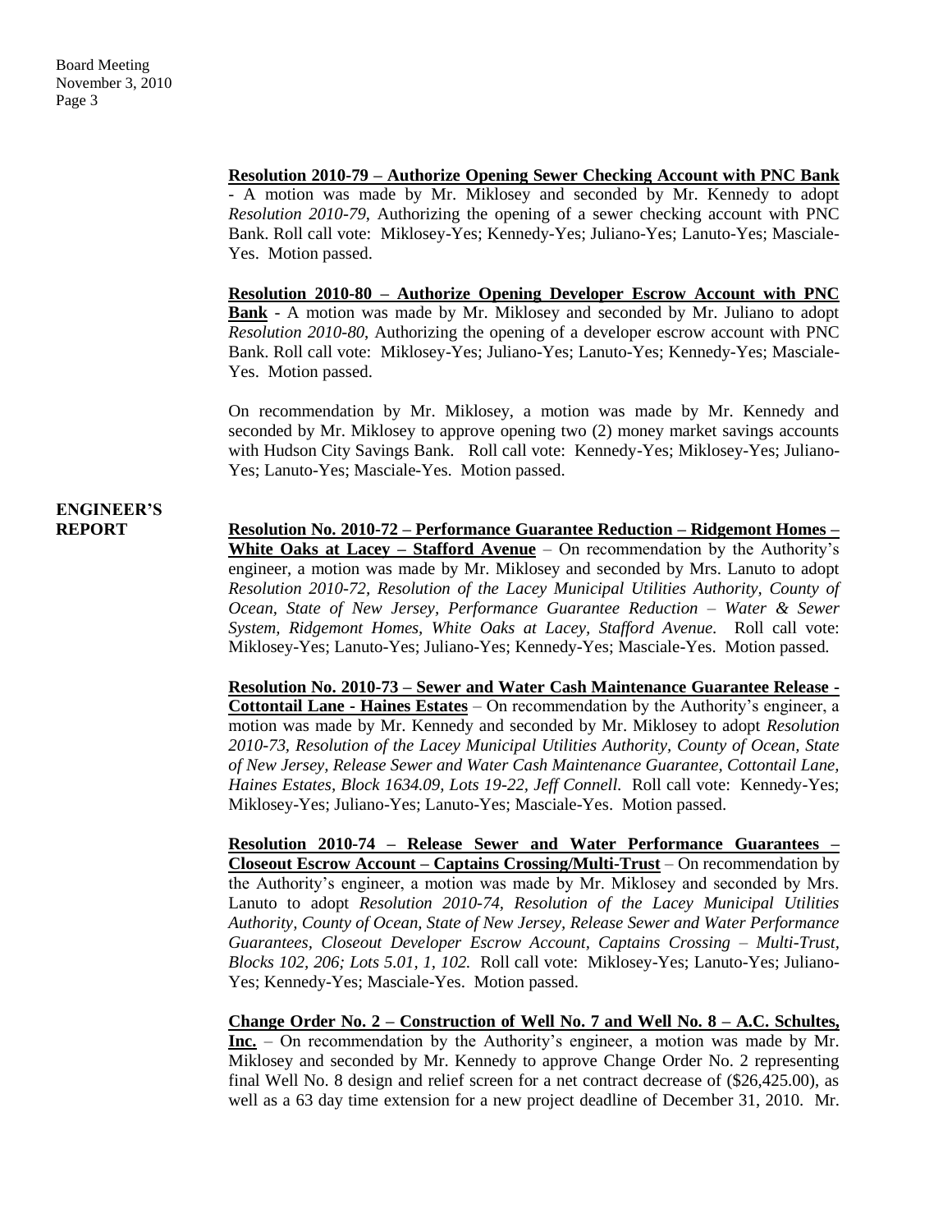**Resolution 2010-79 – Authorize Opening Sewer Checking Account with PNC Bank** - A motion was made by Mr. Miklosey and seconded by Mr. Kennedy to adopt *Resolution 2010-79*, Authorizing the opening of a sewer checking account with PNC Bank. Roll call vote: Miklosey-Yes; Kennedy-Yes; Juliano-Yes; Lanuto-Yes; Masciale-Yes. Motion passed.

**Resolution 2010-80 – Authorize Opening Developer Escrow Account with PNC Bank** - A motion was made by Mr. Miklosey and seconded by Mr. Juliano to adopt *Resolution 2010-80*, Authorizing the opening of a developer escrow account with PNC Bank. Roll call vote: Miklosey-Yes; Juliano-Yes; Lanuto-Yes; Kennedy-Yes; Masciale-Yes. Motion passed.

On recommendation by Mr. Miklosey, a motion was made by Mr. Kennedy and seconded by Mr. Miklosey to approve opening two (2) money market savings accounts with Hudson City Savings Bank. Roll call vote: Kennedy-Yes; Miklosey-Yes; Juliano-Yes; Lanuto-Yes; Masciale-Yes. Motion passed.

**ENGINEER'S REPORT**

**Resolution No. 2010-72 – Performance Guarantee Reduction – Ridgemont Homes – White Oaks at Lacey – Stafford Avenue** – On recommendation by the Authority's engineer, a motion was made by Mr. Miklosey and seconded by Mrs. Lanuto to adopt *Resolution 2010-72, Resolution of the Lacey Municipal Utilities Authority, County of Ocean, State of New Jersey, Performance Guarantee Reduction – Water & Sewer System, Ridgemont Homes, White Oaks at Lacey, Stafford Avenue.* Roll call vote: Miklosey-Yes; Lanuto-Yes; Juliano-Yes; Kennedy-Yes; Masciale-Yes. Motion passed.

**Resolution No. 2010-73 – Sewer and Water Cash Maintenance Guarantee Release - Cottontail Lane - Haines Estates** – On recommendation by the Authority's engineer, a motion was made by Mr. Kennedy and seconded by Mr. Miklosey to adopt *Resolution 2010-73, Resolution of the Lacey Municipal Utilities Authority, County of Ocean, State of New Jersey, Release Sewer and Water Cash Maintenance Guarantee, Cottontail Lane, Haines Estates, Block 1634.09, Lots 19-22, Jeff Connell.* Roll call vote: Kennedy-Yes; Miklosey-Yes; Juliano-Yes; Lanuto-Yes; Masciale-Yes. Motion passed.

**Resolution 2010-74 – Release Sewer and Water Performance Guarantees – Closeout Escrow Account – Captains Crossing/Multi-Trust** – On recommendation by the Authority's engineer, a motion was made by Mr. Miklosey and seconded by Mrs. Lanuto to adopt *Resolution 2010-74, Resolution of the Lacey Municipal Utilities Authority, County of Ocean, State of New Jersey, Release Sewer and Water Performance Guarantees, Closeout Developer Escrow Account, Captains Crossing – Multi-Trust, Blocks 102, 206; Lots 5.01, 1, 102.* Roll call vote: Miklosey-Yes; Lanuto-Yes; Juliano-Yes; Kennedy-Yes; Masciale-Yes. Motion passed.

**Change Order No. 2 – Construction of Well No. 7 and Well No. 8 – A.C. Schultes, Inc.** – On recommendation by the Authority's engineer, a motion was made by Mr. Miklosey and seconded by Mr. Kennedy to approve Change Order No. 2 representing final Well No. 8 design and relief screen for a net contract decrease of ($26,425.00), as well as a 63 day time extension for a new project deadline of December 31, 2010. Mr.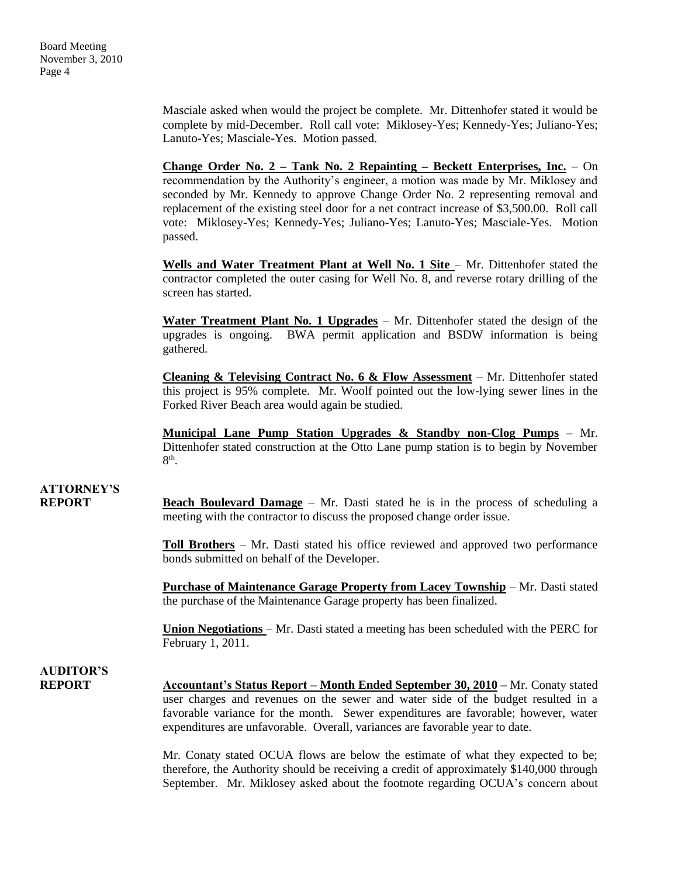Masciale asked when would the project be complete. Mr. Dittenhofer stated it would be complete by mid-December. Roll call vote: Miklosey-Yes; Kennedy-Yes; Juliano-Yes; Lanuto-Yes; Masciale-Yes. Motion passed.

**Change Order No. 2 – Tank No. 2 Repainting – Beckett Enterprises, Inc.** – On recommendation by the Authority's engineer, a motion was made by Mr. Miklosey and seconded by Mr. Kennedy to approve Change Order No. 2 representing removal and replacement of the existing steel door for a net contract increase of $3,500.00. Roll call vote: Miklosey-Yes; Kennedy-Yes; Juliano-Yes; Lanuto-Yes; Masciale-Yes. Motion passed.

**Wells and Water Treatment Plant at Well No. 1 Site** – Mr. Dittenhofer stated the contractor completed the outer casing for Well No. 8, and reverse rotary drilling of the screen has started.

**Water Treatment Plant No. 1 Upgrades** – Mr. Dittenhofer stated the design of the upgrades is ongoing. BWA permit application and BSDW information is being gathered.

**Cleaning & Televising Contract No. 6 & Flow Assessment** – Mr. Dittenhofer stated this project is 95% complete. Mr. Woolf pointed out the low-lying sewer lines in the Forked River Beach area would again be studied.

**Municipal Lane Pump Station Upgrades & Standby non-Clog Pumps** – Mr. Dittenhofer stated construction at the Otto Lane pump station is to begin by November 8th.

**ATTORNEY'S REPORT**

**Beach Boulevard Damage** – Mr. Dasti stated he is in the process of scheduling a meeting with the contractor to discuss the proposed change order issue.

**Toll Brothers** – Mr. Dasti stated his office reviewed and approved two performance bonds submitted on behalf of the Developer.

**Purchase of Maintenance Garage Property from Lacey Township** – Mr. Dasti stated the purchase of the Maintenance Garage property has been finalized.

**Union Negotiations** – Mr. Dasti stated a meeting has been scheduled with the PERC for February 1, 2011.

**AUDITOR'S REPORT**

**Accountant's Status Report – Month Ended September 30, 2010** – Mr. Conaty stated user charges and revenues on the sewer and water side of the budget resulted in a favorable variance for the month. Sewer expenditures are favorable; however, water expenditures are unfavorable. Overall, variances are favorable year to date.

Mr. Conaty stated OCUA flows are below the estimate of what they expected to be; therefore, the Authority should be receiving a credit of approximately $140,000 through September. Mr. Miklosey asked about the footnote regarding OCUA's concern about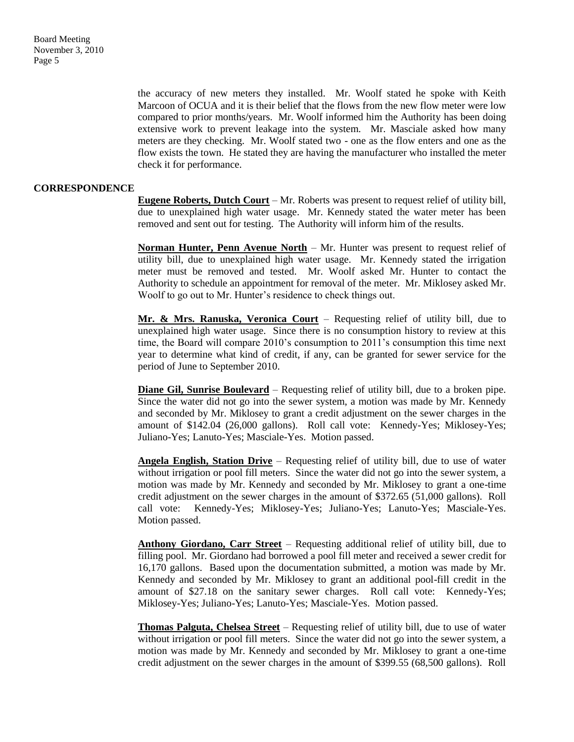the accuracy of new meters they installed. Mr. Woolf stated he spoke with Keith Marcoon of OCUA and it is their belief that the flows from the new flow meter were low compared to prior months/years. Mr. Woolf informed him the Authority has been doing extensive work to prevent leakage into the system. Mr. Masciale asked how many meters are they checking. Mr. Woolf stated two - one as the flow enters and one as the flow exists the town. He stated they are having the manufacturer who installed the meter check it for performance.

**CORRESPONDENCE**

**Eugene Roberts, Dutch Court** – Mr. Roberts was present to request relief of utility bill, due to unexplained high water usage. Mr. Kennedy stated the water meter has been removed and sent out for testing. The Authority will inform him of the results.

**Norman Hunter, Penn Avenue North** – Mr. Hunter was present to request relief of utility bill, due to unexplained high water usage. Mr. Kennedy stated the irrigation meter must be removed and tested. Mr. Woolf asked Mr. Hunter to contact the Authority to schedule an appointment for removal of the meter. Mr. Miklosey asked Mr. Woolf to go out to Mr. Hunter's residence to check things out.

**Mr. & Mrs. Ranuska, Veronica Court** – Requesting relief of utility bill, due to unexplained high water usage. Since there is no consumption history to review at this time, the Board will compare 2010's consumption to 2011's consumption this time next year to determine what kind of credit, if any, can be granted for sewer service for the period of June to September 2010.

**Diane Gil, Sunrise Boulevard** – Requesting relief of utility bill, due to a broken pipe. Since the water did not go into the sewer system, a motion was made by Mr. Kennedy and seconded by Mr. Miklosey to grant a credit adjustment on the sewer charges in the amount of $142.04 (26,000 gallons). Roll call vote: Kennedy-Yes; Miklosey-Yes; Juliano-Yes; Lanuto-Yes; Masciale-Yes. Motion passed.

**Angela English, Station Drive** – Requesting relief of utility bill, due to use of water without irrigation or pool fill meters. Since the water did not go into the sewer system, a motion was made by Mr. Kennedy and seconded by Mr. Miklosey to grant a one-time credit adjustment on the sewer charges in the amount of $372.65 (51,000 gallons). Roll call vote: Kennedy-Yes; Miklosey-Yes; Juliano-Yes; Lanuto-Yes; Masciale-Yes. Motion passed.

**Anthony Giordano, Carr Street** – Requesting additional relief of utility bill, due to filling pool. Mr. Giordano had borrowed a pool fill meter and received a sewer credit for 16,170 gallons. Based upon the documentation submitted, a motion was made by Mr. Kennedy and seconded by Mr. Miklosey to grant an additional pool-fill credit in the amount of $27.18 on the sanitary sewer charges. Roll call vote: Kennedy-Yes; Miklosey-Yes; Juliano-Yes; Lanuto-Yes; Masciale-Yes. Motion passed.

**Thomas Palguta, Chelsea Street** – Requesting relief of utility bill, due to use of water without irrigation or pool fill meters. Since the water did not go into the sewer system, a motion was made by Mr. Kennedy and seconded by Mr. Miklosey to grant a one-time credit adjustment on the sewer charges in the amount of $399.55 (68,500 gallons). Roll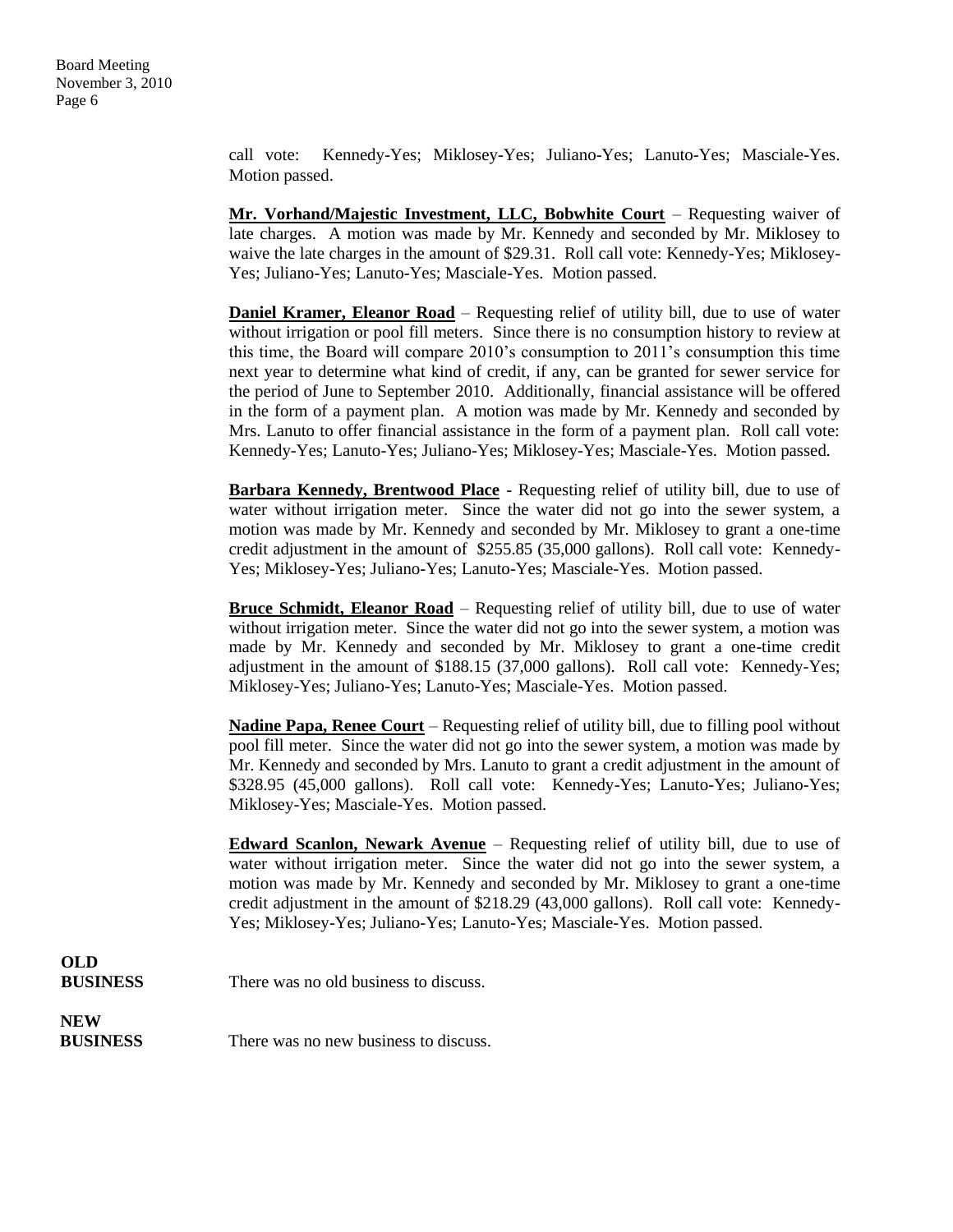call vote: Kennedy-Yes; Miklosey-Yes; Juliano-Yes; Lanuto-Yes; Masciale-Yes. Motion passed.

**Mr. Vorhand/Majestic Investment, LLC, Bobwhite Court** – Requesting waiver of late charges. A motion was made by Mr. Kennedy and seconded by Mr. Miklosey to waive the late charges in the amount of $29.31. Roll call vote: Kennedy-Yes; Miklosey-Yes; Juliano-Yes; Lanuto-Yes; Masciale-Yes. Motion passed.

**Daniel Kramer, Eleanor Road** – Requesting relief of utility bill, due to use of water without irrigation or pool fill meters. Since there is no consumption history to review at this time, the Board will compare 2010's consumption to 2011's consumption this time next year to determine what kind of credit, if any, can be granted for sewer service for the period of June to September 2010. Additionally, financial assistance will be offered in the form of a payment plan. A motion was made by Mr. Kennedy and seconded by Mrs. Lanuto to offer financial assistance in the form of a payment plan. Roll call vote: Kennedy-Yes; Lanuto-Yes; Juliano-Yes; Miklosey-Yes; Masciale-Yes. Motion passed.

**Barbara Kennedy, Brentwood Place** - Requesting relief of utility bill, due to use of water without irrigation meter. Since the water did not go into the sewer system, a motion was made by Mr. Kennedy and seconded by Mr. Miklosey to grant a one-time credit adjustment in the amount of $255.85 (35,000 gallons). Roll call vote: Kennedy-Yes; Miklosey-Yes; Juliano-Yes; Lanuto-Yes; Masciale-Yes. Motion passed.

**Bruce Schmidt, Eleanor Road** – Requesting relief of utility bill, due to use of water without irrigation meter. Since the water did not go into the sewer system, a motion was made by Mr. Kennedy and seconded by Mr. Miklosey to grant a one-time credit adjustment in the amount of $188.15 (37,000 gallons). Roll call vote: Kennedy-Yes; Miklosey-Yes; Juliano-Yes; Lanuto-Yes; Masciale-Yes. Motion passed.

**Nadine Papa, Renee Court** – Requesting relief of utility bill, due to filling pool without pool fill meter. Since the water did not go into the sewer system, a motion was made by Mr. Kennedy and seconded by Mrs. Lanuto to grant a credit adjustment in the amount of $328.95 (45,000 gallons). Roll call vote: Kennedy-Yes; Lanuto-Yes; Juliano-Yes; Miklosey-Yes; Masciale-Yes. Motion passed.

**Edward Scanlon, Newark Avenue** – Requesting relief of utility bill, due to use of water without irrigation meter. Since the water did not go into the sewer system, a motion was made by Mr. Kennedy and seconded by Mr. Miklosey to grant a one-time credit adjustment in the amount of $218.29 (43,000 gallons). Roll call vote: Kennedy-Yes; Miklosey-Yes; Juliano-Yes; Lanuto-Yes; Masciale-Yes. Motion passed.

**OLD BUSINESS**

There was no old business to discuss.

**NEW BUSINESS**

There was no new business to discuss.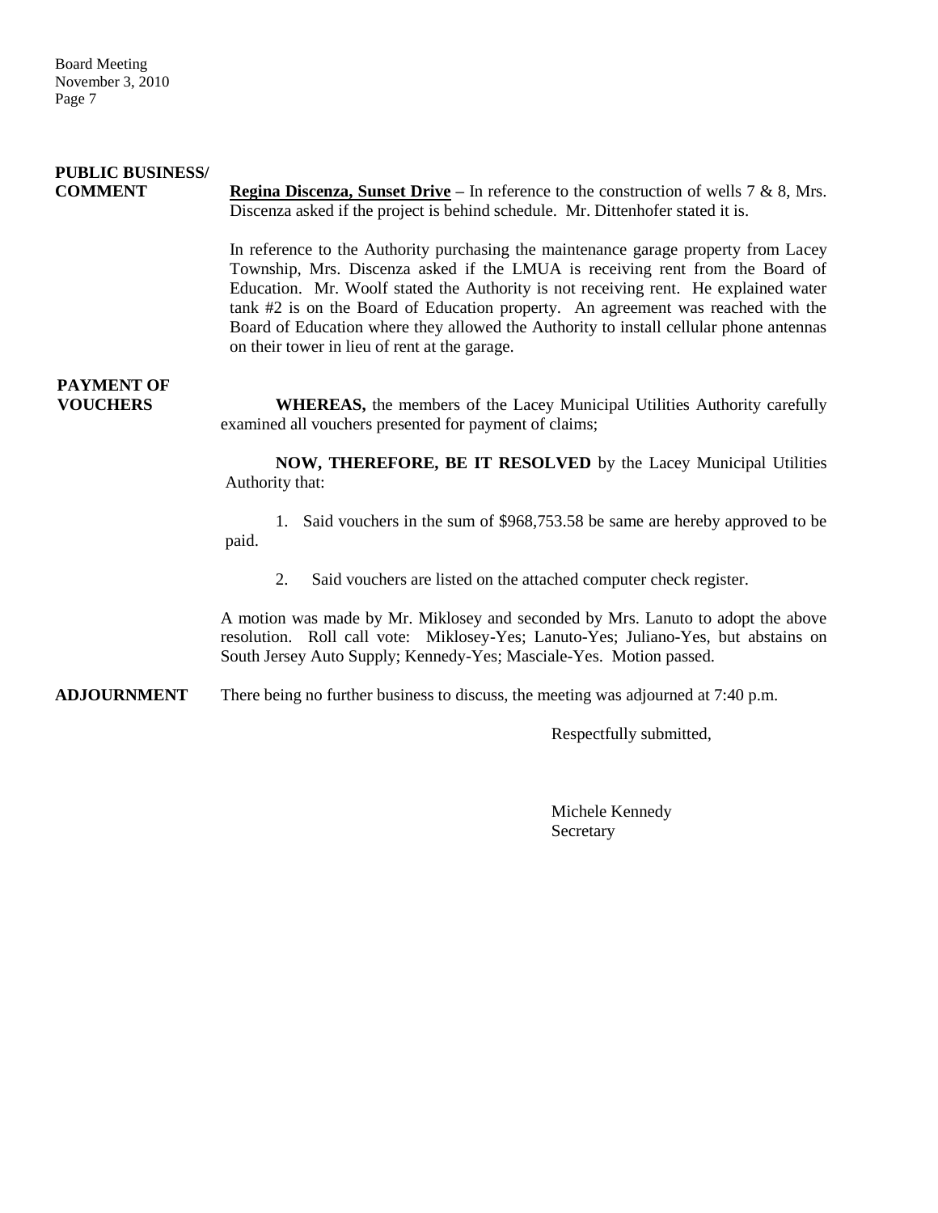**PUBLIC BUSINESS/ COMMENT**

**Regina Discenza, Sunset Drive** – In reference to the construction of wells 7 & 8, Mrs. Discenza asked if the project is behind schedule. Mr. Dittenhofer stated it is.

In reference to the Authority purchasing the maintenance garage property from Lacey Township, Mrs. Discenza asked if the LMUA is receiving rent from the Board of Education. Mr. Woolf stated the Authority is not receiving rent. He explained water tank #2 is on the Board of Education property. An agreement was reached with the Board of Education where they allowed the Authority to install cellular phone antennas on their tower in lieu of rent at the garage.

**PAYMENT OF VOUCHERS**

**WHEREAS,** the members of the Lacey Municipal Utilities Authority carefully examined all vouchers presented for payment of claims;

**NOW, THEREFORE, BE IT RESOLVED** by the Lacey Municipal Utilities Authority that:

1. Said vouchers in the sum of $968,753.58 be same are hereby approved to be paid.

2. Said vouchers are listed on the attached computer check register.

A motion was made by Mr. Miklosey and seconded by Mrs. Lanuto to adopt the above resolution. Roll call vote: Miklosey-Yes; Lanuto-Yes; Juliano-Yes, but abstains on South Jersey Auto Supply; Kennedy-Yes; Masciale-Yes. Motion passed.

**ADJOURNMENT** There being no further business to discuss, the meeting was adjourned at 7:40 p.m.

Respectfully submitted,

Michele Kennedy
Secretary